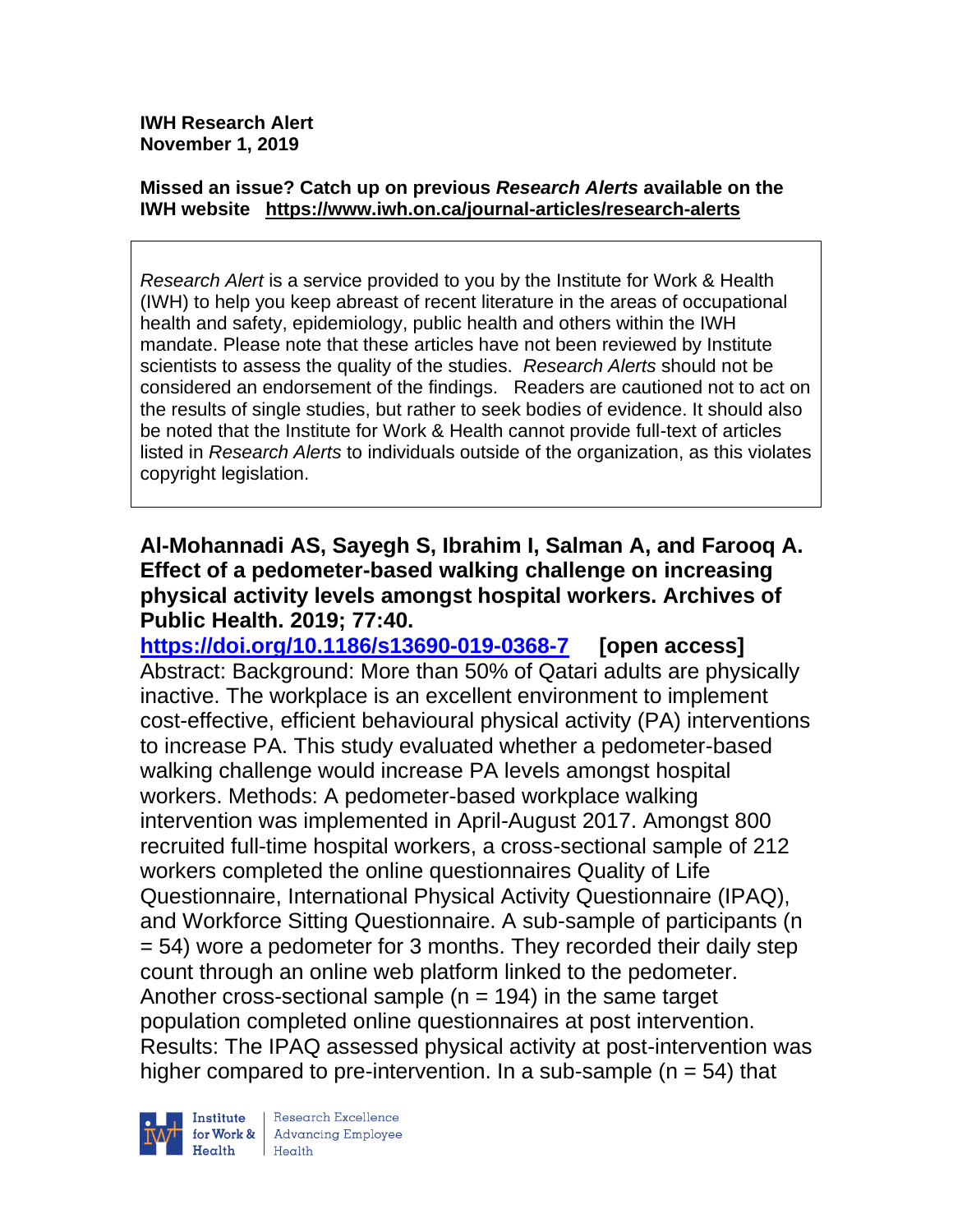**IWH Research Alert**
**November 1, 2019**

**Missed an issue? Catch up on previous *Research Alerts* available on the IWH website [https://www.iwh.on.ca/journal-articles/research-alerts](https://www.iwh.on.ca/journal-articles/research-alerts)**

*Research Alert* is a service provided to you by the Institute for Work & Health (IWH) to help you keep abreast of recent literature in the areas of occupational health and safety, epidemiology, public health and others within the IWH mandate. Please note that these articles have not been reviewed by Institute scientists to assess the quality of the studies. *Research Alerts* should not be considered an endorsement of the findings. Readers are cautioned not to act on the results of single studies, but rather to seek bodies of evidence. It should also be noted that the Institute for Work & Health cannot provide full-text of articles listed in *Research Alerts* to individuals outside of the organization, as this violates copyright legislation.

**Al-Mohannadi AS, Sayegh S, Ibrahim I, Salman A, and Farooq A. Effect of a pedometer-based walking challenge on increasing physical activity levels amongst hospital workers. Archives of Public Health. 2019; 77:40.**

**[https://doi.org/10.1186/s13690-019-0368-7](https://doi.org/10.1186/s13690-019-0368-7) [open access]**

Abstract: Background: More than 50% of Qatari adults are physically inactive. The workplace is an excellent environment to implement cost-effective, efficient behavioural physical activity (PA) interventions to increase PA. This study evaluated whether a pedometer-based walking challenge would increase PA levels amongst hospital workers. Methods: A pedometer-based workplace walking intervention was implemented in April-August 2017. Amongst 800 recruited full-time hospital workers, a cross-sectional sample of 212 workers completed the online questionnaires Quality of Life Questionnaire, International Physical Activity Questionnaire (IPAQ), and Workforce Sitting Questionnaire. A sub-sample of participants (n = 54) wore a pedometer for 3 months. They recorded their daily step count through an online web platform linked to the pedometer. Another cross-sectional sample (n = 194) in the same target population completed online questionnaires at post intervention. Results: The IPAQ assessed physical activity at post-intervention was higher compared to pre-intervention. In a sub-sample (n = 54) that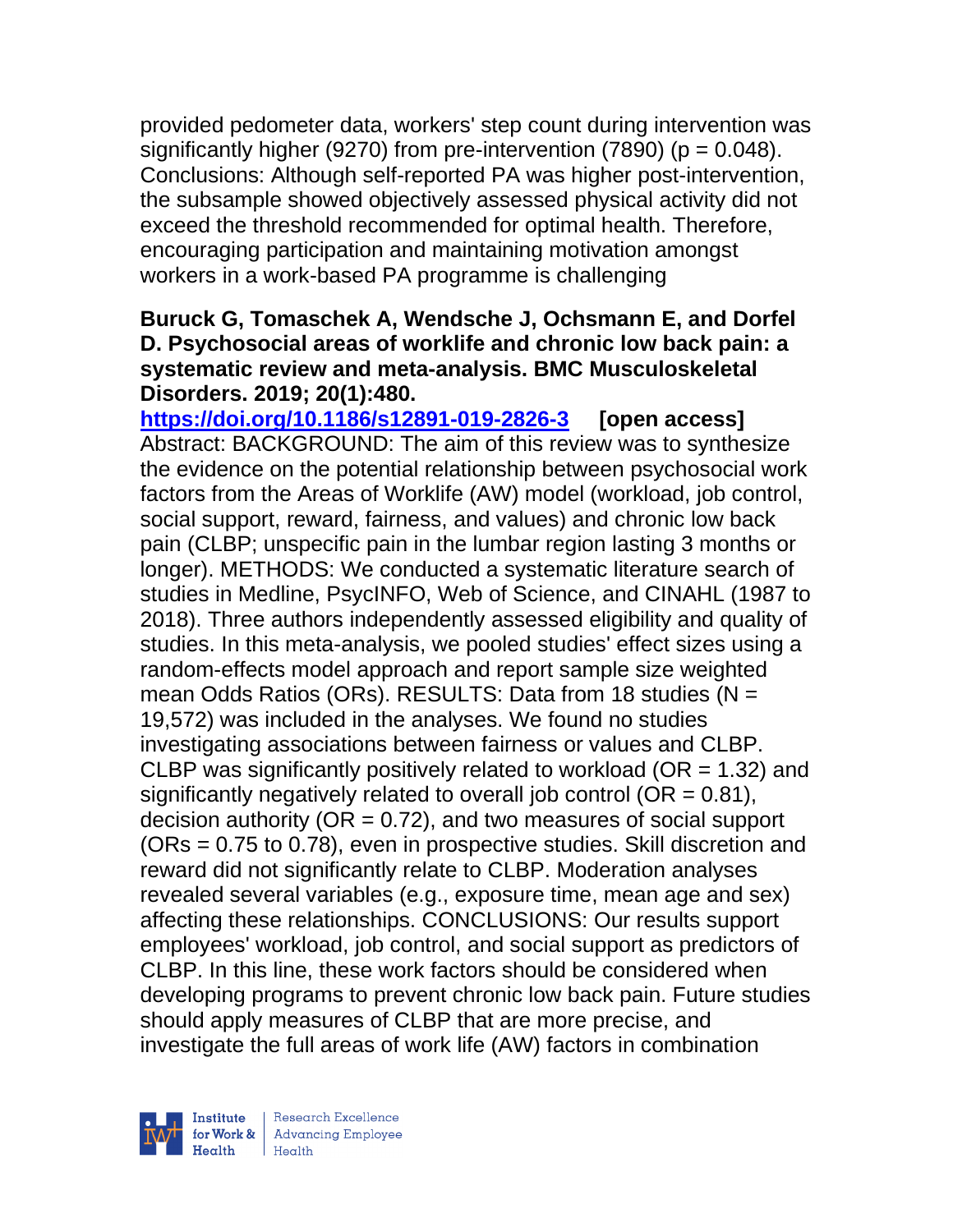provided pedometer data, workers' step count during intervention was significantly higher (9270) from pre-intervention (7890) ($p = 0.048$). Conclusions: Although self-reported PA was higher post-intervention, the subsample showed objectively assessed physical activity did not exceed the threshold recommended for optimal health. Therefore, encouraging participation and maintaining motivation amongst workers in a work-based PA programme is challenging

**Buruck G, Tomaschek A, Wendsche J, Ochsmann E, and Dorfel D. Psychosocial areas of worklife and chronic low back pain: a systematic review and meta-analysis. BMC Musculoskeletal Disorders. 2019; 20(1):480.**

**https://doi.org/10.1186/s12891-019-2826-3 [open access]**

Abstract: BACKGROUND: The aim of this review was to synthesize the evidence on the potential relationship between psychosocial work factors from the Areas of Worklife (AW) model (workload, job control, social support, reward, fairness, and values) and chronic low back pain (CLBP; unspecific pain in the lumbar region lasting 3 months or longer). METHODS: We conducted a systematic literature search of studies in Medline, PsycINFO, Web of Science, and CINAHL (1987 to 2018). Three authors independently assessed eligibility and quality of studies. In this meta-analysis, we pooled studies' effect sizes using a random-effects model approach and report sample size weighted mean Odds Ratios (ORs). RESULTS: Data from 18 studies (N = 19,572) was included in the analyses. We found no studies investigating associations between fairness or values and CLBP. CLBP was significantly positively related to workload (OR = 1.32) and significantly negatively related to overall job control (OR = 0.81), decision authority (OR = 0.72), and two measures of social support (ORs = 0.75 to 0.78), even in prospective studies. Skill discretion and reward did not significantly relate to CLBP. Moderation analyses revealed several variables (e.g., exposure time, mean age and sex) affecting these relationships. CONCLUSIONS: Our results support employees' workload, job control, and social support as predictors of CLBP. In this line, these work factors should be considered when developing programs to prevent chronic low back pain. Future studies should apply measures of CLBP that are more precise, and investigate the full areas of work life (AW) factors in combination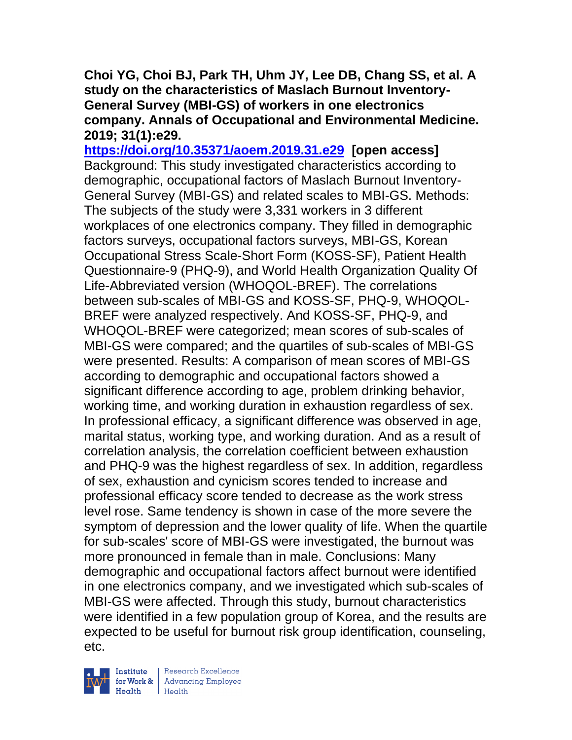**Choi YG, Choi BJ, Park TH, Uhm JY, Lee DB, Chang SS, et al. A study on the characteristics of Maslach Burnout Inventory-General Survey (MBI-GS) of workers in one electronics company. Annals of Occupational and Environmental Medicine. 2019; 31(1):e29.**

**https://doi.org/10.35371/aoem.2019.31.e29 [open access]**

Background: This study investigated characteristics according to demographic, occupational factors of Maslach Burnout Inventory-General Survey (MBI-GS) and related scales to MBI-GS. Methods: The subjects of the study were 3,331 workers in 3 different workplaces of one electronics company. They filled in demographic factors surveys, occupational factors surveys, MBI-GS, Korean Occupational Stress Scale-Short Form (KOSS-SF), Patient Health Questionnaire-9 (PHQ-9), and World Health Organization Quality Of Life-Abbreviated version (WHOQOL-BREF). The correlations between sub-scales of MBI-GS and KOSS-SF, PHQ-9, WHOQOL-BREF were analyzed respectively. And KOSS-SF, PHQ-9, and WHOQOL-BREF were categorized; mean scores of sub-scales of MBI-GS were compared; and the quartiles of sub-scales of MBI-GS were presented. Results: A comparison of mean scores of MBI-GS according to demographic and occupational factors showed a significant difference according to age, problem drinking behavior, working time, and working duration in exhaustion regardless of sex. In professional efficacy, a significant difference was observed in age, marital status, working type, and working duration. And as a result of correlation analysis, the correlation coefficient between exhaustion and PHQ-9 was the highest regardless of sex. In addition, regardless of sex, exhaustion and cynicism scores tended to increase and professional efficacy score tended to decrease as the work stress level rose. Same tendency is shown in case of the more severe the symptom of depression and the lower quality of life. When the quartile for sub-scales' score of MBI-GS were investigated, the burnout was more pronounced in female than in male. Conclusions: Many demographic and occupational factors affect burnout were identified in one electronics company, and we investigated which sub-scales of MBI-GS were affected. Through this study, burnout characteristics were identified in a few population group of Korea, and the results are expected to be useful for burnout risk group identification, counseling, etc.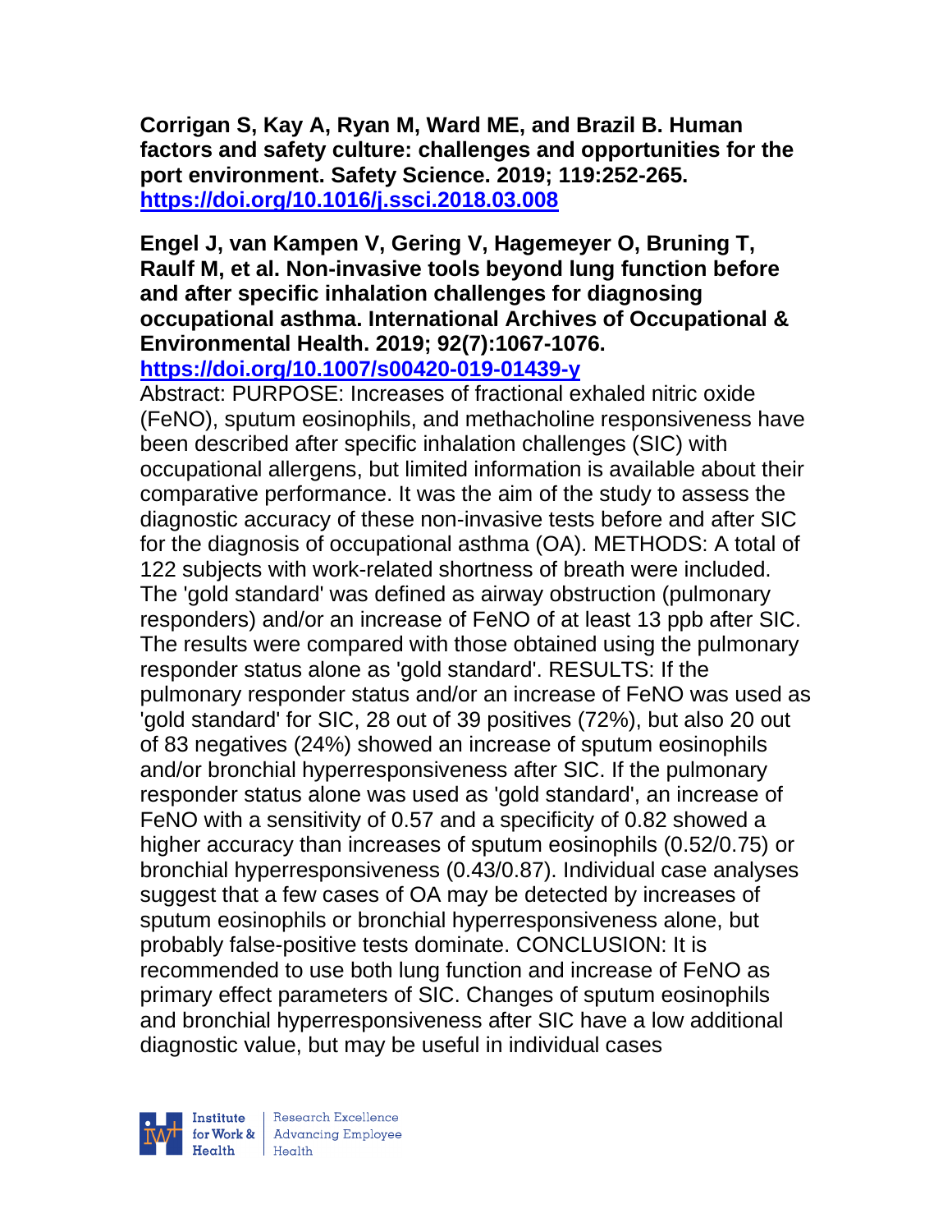**Corrigan S, Kay A, Ryan M, Ward ME, and Brazil B. Human factors and safety culture: challenges and opportunities for the port environment. Safety Science. 2019; 119:252-265. https://doi.org/10.1016/j.ssci.2018.03.008**

**Engel J, van Kampen V, Gering V, Hagemeyer O, Bruning T, Raulf M, et al. Non-invasive tools beyond lung function before and after specific inhalation challenges for diagnosing occupational asthma. International Archives of Occupational & Environmental Health. 2019; 92(7):1067-1076. https://doi.org/10.1007/s00420-019-01439-y**

Abstract: PURPOSE: Increases of fractional exhaled nitric oxide (FeNO), sputum eosinophils, and methacholine responsiveness have been described after specific inhalation challenges (SIC) with occupational allergens, but limited information is available about their comparative performance. It was the aim of the study to assess the diagnostic accuracy of these non-invasive tests before and after SIC for the diagnosis of occupational asthma (OA). METHODS: A total of 122 subjects with work-related shortness of breath were included. The 'gold standard' was defined as airway obstruction (pulmonary responders) and/or an increase of FeNO of at least 13 ppb after SIC. The results were compared with those obtained using the pulmonary responder status alone as 'gold standard'. RESULTS: If the pulmonary responder status and/or an increase of FeNO was used as 'gold standard' for SIC, 28 out of 39 positives (72%), but also 20 out of 83 negatives (24%) showed an increase of sputum eosinophils and/or bronchial hyperresponsiveness after SIC. If the pulmonary responder status alone was used as 'gold standard', an increase of FeNO with a sensitivity of 0.57 and a specificity of 0.82 showed a higher accuracy than increases of sputum eosinophils (0.52/0.75) or bronchial hyperresponsiveness (0.43/0.87). Individual case analyses suggest that a few cases of OA may be detected by increases of sputum eosinophils or bronchial hyperresponsiveness alone, but probably false-positive tests dominate. CONCLUSION: It is recommended to use both lung function and increase of FeNO as primary effect parameters of SIC. Changes of sputum eosinophils and bronchial hyperresponsiveness after SIC have a low additional diagnostic value, but may be useful in individual cases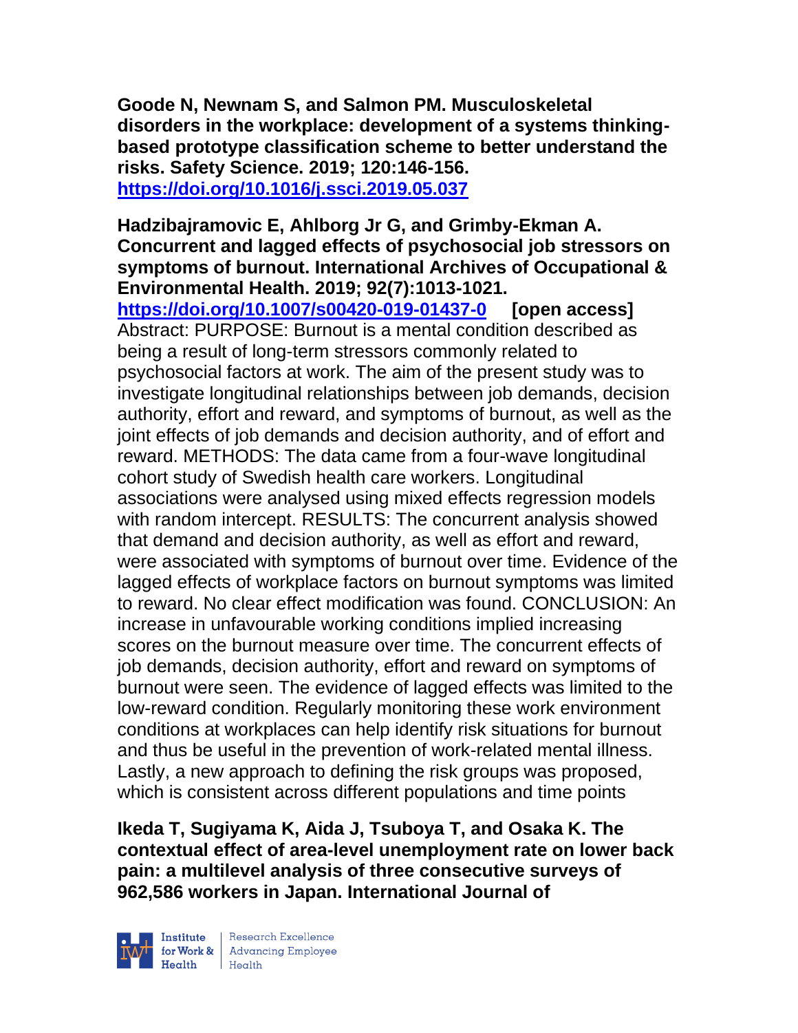**Goode N, Newnam S, and Salmon PM. Musculoskeletal disorders in the workplace: development of a systems thinking-based prototype classification scheme to better understand the risks. Safety Science. 2019; 120:146-156.**
**https://doi.org/10.1016/j.ssci.2019.05.037**

**Hadzibajramovic E, Ahlborg Jr G, and Grimby-Ekman A. Concurrent and lagged effects of psychosocial job stressors on symptoms of burnout. International Archives of Occupational & Environmental Health. 2019; 92(7):1013-1021.**
**https://doi.org/10.1007/s00420-019-01437-0 [open access]**
Abstract: PURPOSE: Burnout is a mental condition described as being a result of long-term stressors commonly related to psychosocial factors at work. The aim of the present study was to investigate longitudinal relationships between job demands, decision authority, effort and reward, and symptoms of burnout, as well as the joint effects of job demands and decision authority, and of effort and reward. METHODS: The data came from a four-wave longitudinal cohort study of Swedish health care workers. Longitudinal associations were analysed using mixed effects regression models with random intercept. RESULTS: The concurrent analysis showed that demand and decision authority, as well as effort and reward, were associated with symptoms of burnout over time. Evidence of the lagged effects of workplace factors on burnout symptoms was limited to reward. No clear effect modification was found. CONCLUSION: An increase in unfavourable working conditions implied increasing scores on the burnout measure over time. The concurrent effects of job demands, decision authority, effort and reward on symptoms of burnout were seen. The evidence of lagged effects was limited to the low-reward condition. Regularly monitoring these work environment conditions at workplaces can help identify risk situations for burnout and thus be useful in the prevention of work-related mental illness. Lastly, a new approach to defining the risk groups was proposed, which is consistent across different populations and time points

**Ikeda T, Sugiyama K, Aida J, Tsuboya T, and Osaka K. The contextual effect of area-level unemployment rate on lower back pain: a multilevel analysis of three consecutive surveys of 962,586 workers in Japan. International Journal of**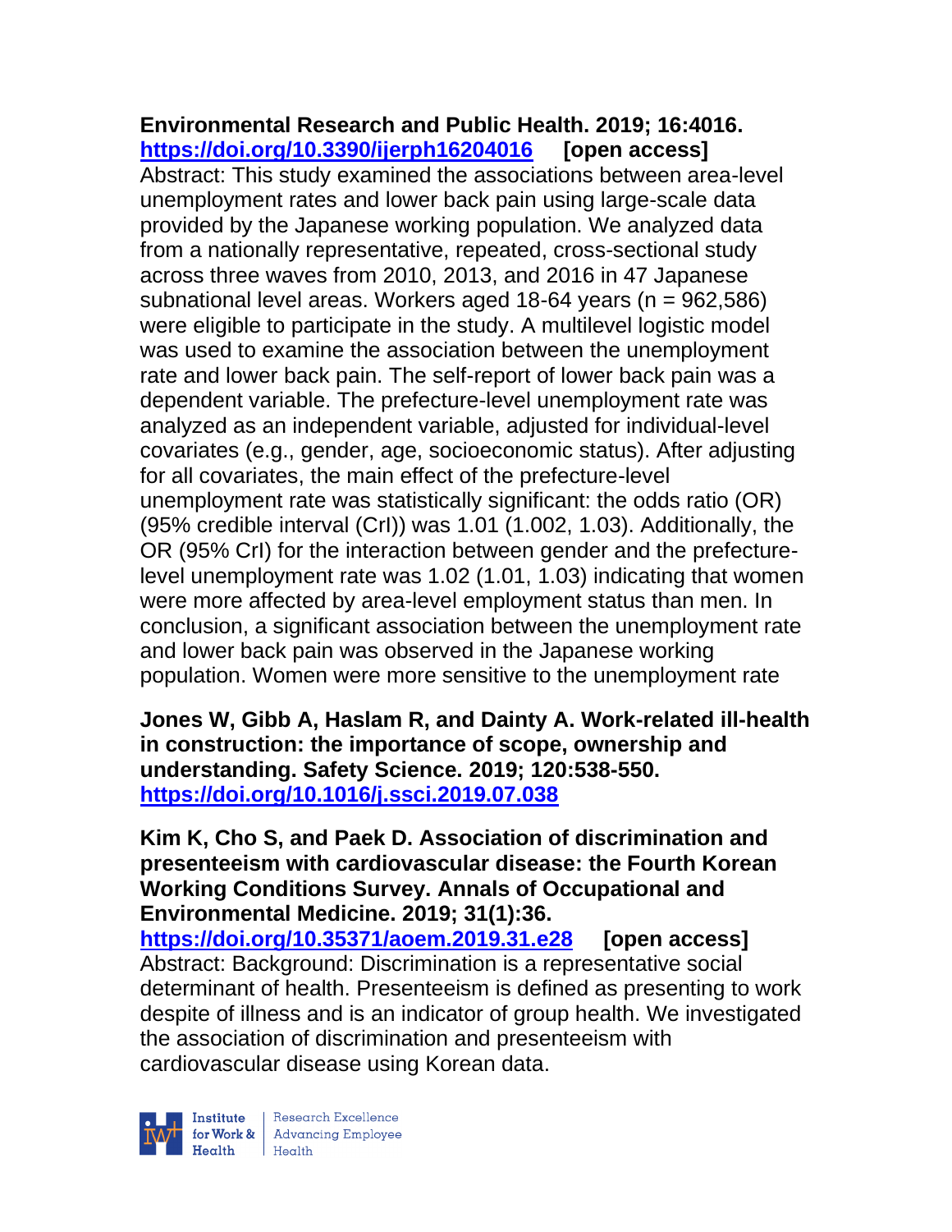**Environmental Research and Public Health. 2019; 16:4016.**
**https://doi.org/10.3390/ijerph16204016 [open access]**
Abstract: This study examined the associations between area-level unemployment rates and lower back pain using large-scale data provided by the Japanese working population. We analyzed data from a nationally representative, repeated, cross-sectional study across three waves from 2010, 2013, and 2016 in 47 Japanese subnational level areas. Workers aged 18-64 years (n = 962,586) were eligible to participate in the study. A multilevel logistic model was used to examine the association between the unemployment rate and lower back pain. The self-report of lower back pain was a dependent variable. The prefecture-level unemployment rate was analyzed as an independent variable, adjusted for individual-level covariates (e.g., gender, age, socioeconomic status). After adjusting for all covariates, the main effect of the prefecture-level unemployment rate was statistically significant: the odds ratio (OR) (95% credible interval (CrI)) was 1.01 (1.002, 1.03). Additionally, the OR (95% CrI) for the interaction between gender and the prefecture-level unemployment rate was 1.02 (1.01, 1.03) indicating that women were more affected by area-level employment status than men. In conclusion, a significant association between the unemployment rate and lower back pain was observed in the Japanese working population. Women were more sensitive to the unemployment rate

**Jones W, Gibb A, Haslam R, and Dainty A. Work-related ill-health in construction: the importance of scope, ownership and understanding. Safety Science. 2019; 120:538-550.**
**https://doi.org/10.1016/j.ssci.2019.07.038**

**Kim K, Cho S, and Paek D. Association of discrimination and presenteeism with cardiovascular disease: the Fourth Korean Working Conditions Survey. Annals of Occupational and Environmental Medicine. 2019; 31(1):36.**
**https://doi.org/10.35371/aoem.2019.31.e28 [open access]**
Abstract: Background: Discrimination is a representative social determinant of health. Presenteeism is defined as presenting to work despite of illness and is an indicator of group health. We investigated the association of discrimination and presenteeism with cardiovascular disease using Korean data.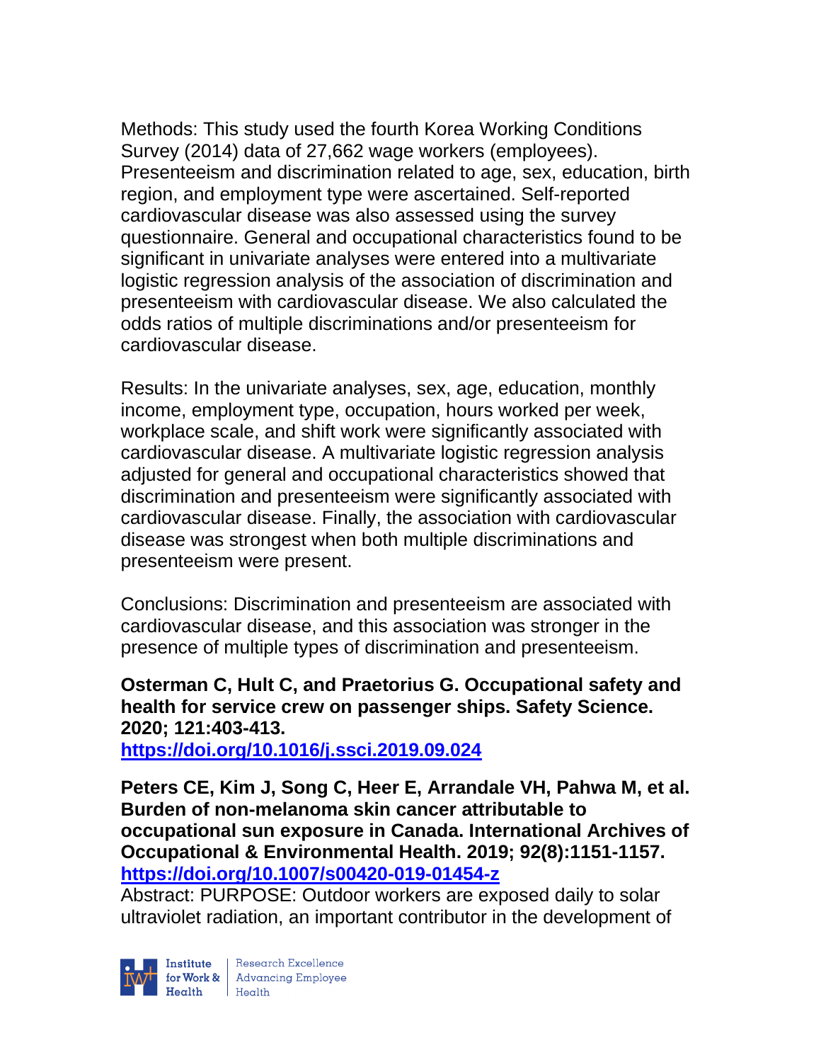Methods: This study used the fourth Korea Working Conditions Survey (2014) data of 27,662 wage workers (employees). Presenteeism and discrimination related to age, sex, education, birth region, and employment type were ascertained. Self-reported cardiovascular disease was also assessed using the survey questionnaire. General and occupational characteristics found to be significant in univariate analyses were entered into a multivariate logistic regression analysis of the association of discrimination and presenteeism with cardiovascular disease. We also calculated the odds ratios of multiple discriminations and/or presenteeism for cardiovascular disease.

Results: In the univariate analyses, sex, age, education, monthly income, employment type, occupation, hours worked per week, workplace scale, and shift work were significantly associated with cardiovascular disease. A multivariate logistic regression analysis adjusted for general and occupational characteristics showed that discrimination and presenteeism were significantly associated with cardiovascular disease. Finally, the association with cardiovascular disease was strongest when both multiple discriminations and presenteeism were present.

Conclusions: Discrimination and presenteeism are associated with cardiovascular disease, and this association was stronger in the presence of multiple types of discrimination and presenteeism.

**Osterman C, Hult C, and Praetorius G. Occupational safety and health for service crew on passenger ships. Safety Science. 2020; 121:403-413.**
**https://doi.org/10.1016/j.ssci.2019.09.024**

**Peters CE, Kim J, Song C, Heer E, Arrandale VH, Pahwa M, et al. Burden of non-melanoma skin cancer attributable to occupational sun exposure in Canada. International Archives of Occupational & Environmental Health. 2019; 92(8):1151-1157.**
**https://doi.org/10.1007/s00420-019-01454-z**
Abstract: PURPOSE: Outdoor workers are exposed daily to solar ultraviolet radiation, an important contributor in the development of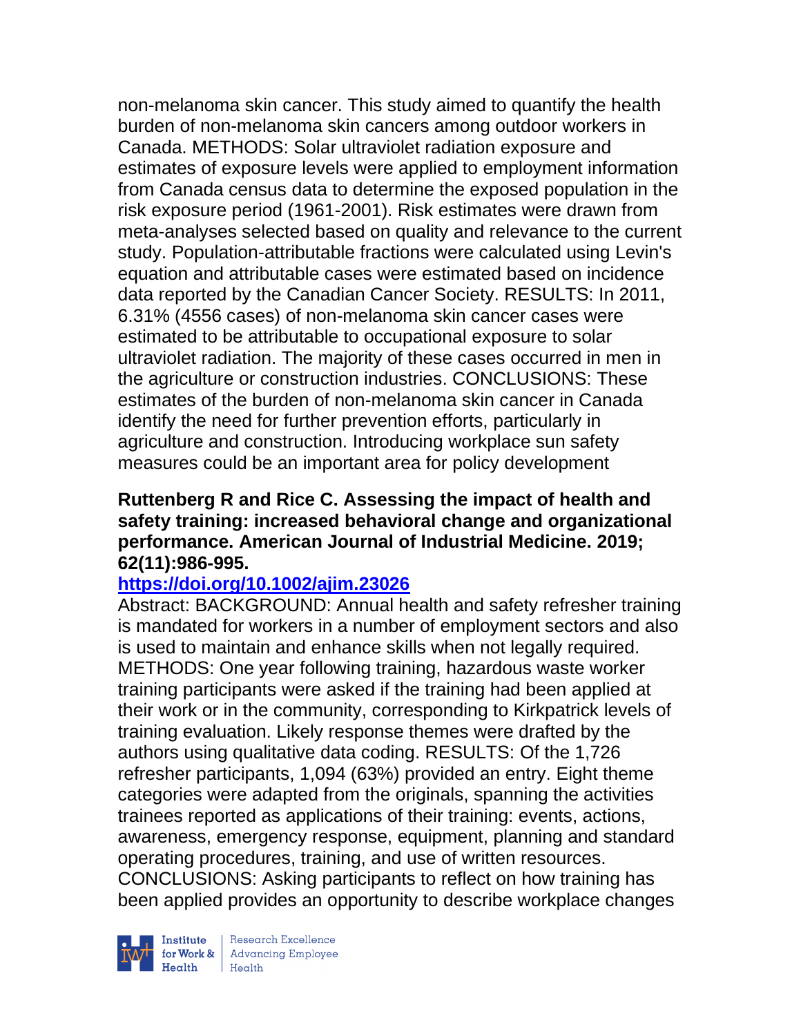non-melanoma skin cancer. This study aimed to quantify the health burden of non-melanoma skin cancers among outdoor workers in Canada. METHODS: Solar ultraviolet radiation exposure and estimates of exposure levels were applied to employment information from Canada census data to determine the exposed population in the risk exposure period (1961-2001). Risk estimates were drawn from meta-analyses selected based on quality and relevance to the current study. Population-attributable fractions were calculated using Levin's equation and attributable cases were estimated based on incidence data reported by the Canadian Cancer Society. RESULTS: In 2011, 6.31% (4556 cases) of non-melanoma skin cancer cases were estimated to be attributable to occupational exposure to solar ultraviolet radiation. The majority of these cases occurred in men in the agriculture or construction industries. CONCLUSIONS: These estimates of the burden of non-melanoma skin cancer in Canada identify the need for further prevention efforts, particularly in agriculture and construction. Introducing workplace sun safety measures could be an important area for policy development

**Ruttenberg R and Rice C. Assessing the impact of health and safety training: increased behavioral change and organizational performance. American Journal of Industrial Medicine. 2019; 62(11):986-995.**

**https://doi.org/10.1002/ajim.23026**

Abstract: BACKGROUND: Annual health and safety refresher training is mandated for workers in a number of employment sectors and also is used to maintain and enhance skills when not legally required. METHODS: One year following training, hazardous waste worker training participants were asked if the training had been applied at their work or in the community, corresponding to Kirkpatrick levels of training evaluation. Likely response themes were drafted by the authors using qualitative data coding. RESULTS: Of the 1,726 refresher participants, 1,094 (63%) provided an entry. Eight theme categories were adapted from the originals, spanning the activities trainees reported as applications of their training: events, actions, awareness, emergency response, equipment, planning and standard operating procedures, training, and use of written resources. CONCLUSIONS: Asking participants to reflect on how training has been applied provides an opportunity to describe workplace changes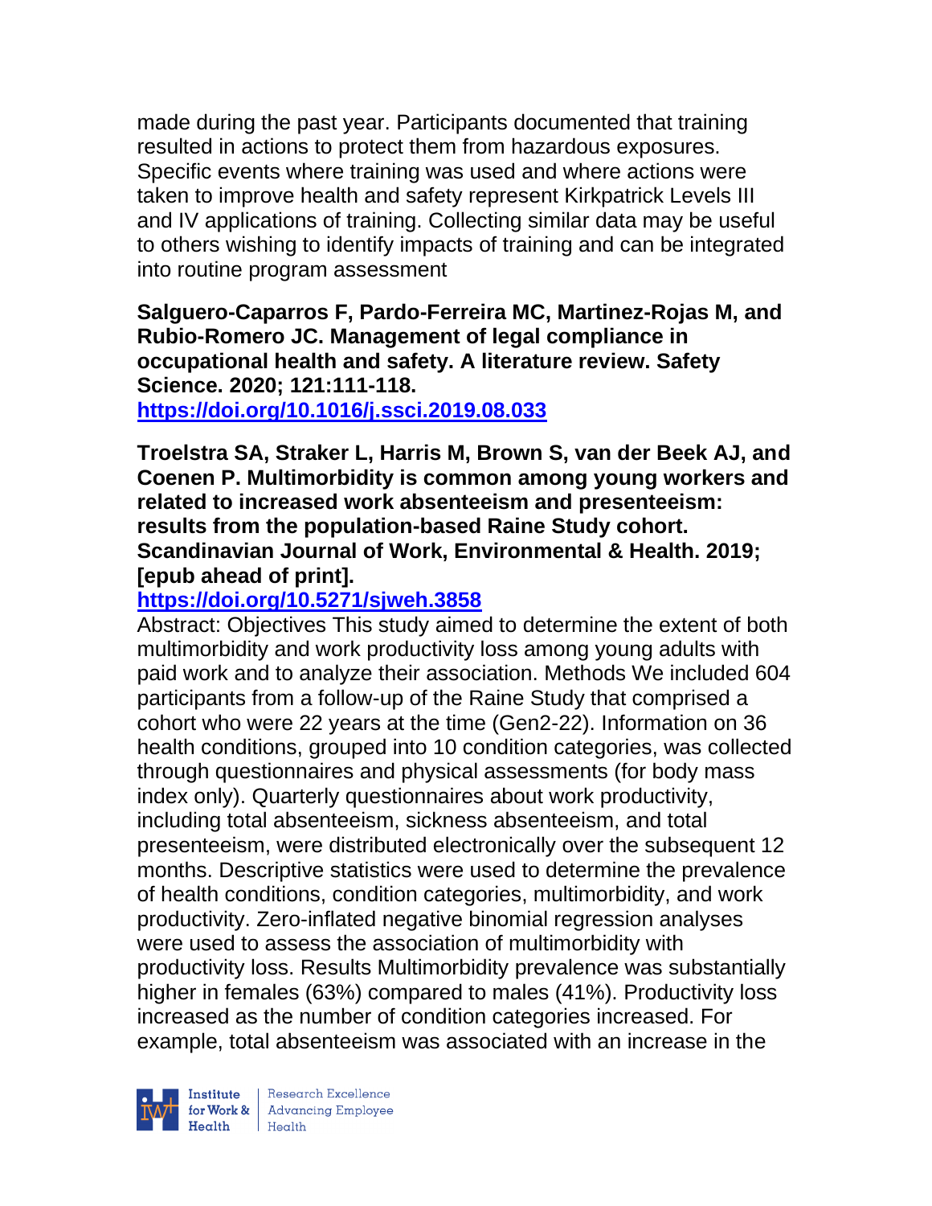made during the past year. Participants documented that training resulted in actions to protect them from hazardous exposures. Specific events where training was used and where actions were taken to improve health and safety represent Kirkpatrick Levels III and IV applications of training. Collecting similar data may be useful to others wishing to identify impacts of training and can be integrated into routine program assessment

**Salguero-Caparros F, Pardo-Ferreira MC, Martinez-Rojas M, and Rubio-Romero JC. Management of legal compliance in occupational health and safety. A literature review. Safety Science. 2020; 121:111-118.**
**https://doi.org/10.1016/j.ssci.2019.08.033**

**Troelstra SA, Straker L, Harris M, Brown S, van der Beek AJ, and Coenen P. Multimorbidity is common among young workers and related to increased work absenteeism and presenteeism: results from the population-based Raine Study cohort. Scandinavian Journal of Work, Environmental & Health. 2019; [epub ahead of print].**
**https://doi.org/10.5271/sjweh.3858**

Abstract: Objectives This study aimed to determine the extent of both multimorbidity and work productivity loss among young adults with paid work and to analyze their association. Methods We included 604 participants from a follow-up of the Raine Study that comprised a cohort who were 22 years at the time (Gen2-22). Information on 36 health conditions, grouped into 10 condition categories, was collected through questionnaires and physical assessments (for body mass index only). Quarterly questionnaires about work productivity, including total absenteeism, sickness absenteeism, and total presenteeism, were distributed electronically over the subsequent 12 months. Descriptive statistics were used to determine the prevalence of health conditions, condition categories, multimorbidity, and work productivity. Zero-inflated negative binomial regression analyses were used to assess the association of multimorbidity with productivity loss. Results Multimorbidity prevalence was substantially higher in females (63%) compared to males (41%). Productivity loss increased as the number of condition categories increased. For example, total absenteeism was associated with an increase in the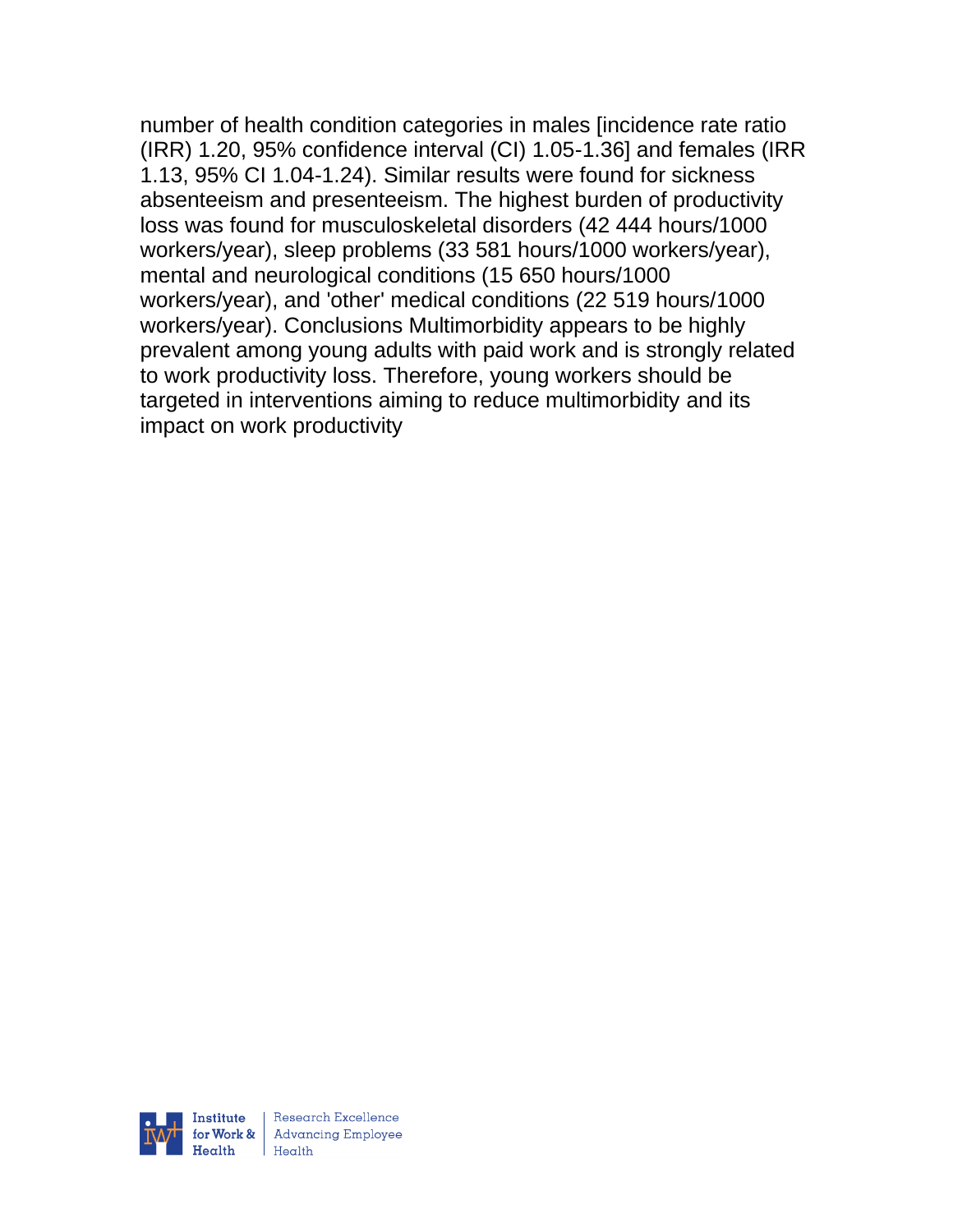number of health condition categories in males [incidence rate ratio (IRR) 1.20, 95% confidence interval (CI) 1.05-1.36] and females (IRR 1.13, 95% CI 1.04-1.24). Similar results were found for sickness absenteeism and presenteeism. The highest burden of productivity loss was found for musculoskeletal disorders (42 444 hours/1000 workers/year), sleep problems (33 581 hours/1000 workers/year), mental and neurological conditions (15 650 hours/1000 workers/year), and 'other' medical conditions (22 519 hours/1000 workers/year). Conclusions Multimorbidity appears to be highly prevalent among young adults with paid work and is strongly related to work productivity loss. Therefore, young workers should be targeted in interventions aiming to reduce multimorbidity and its impact on work productivity